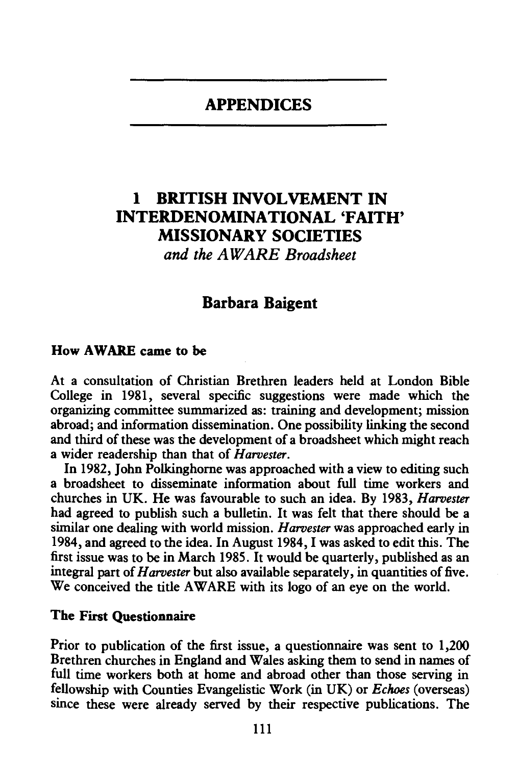# APPENDICES

## 1 BRITISH INVOLVEMENT IN INTERDENOMINATIONAL 'FAITH' MISSIONARY SOCIETIES

*and the AWARE Broadsheet*

### Barbara Baigent

#### How AWARE came to be

At a consultation of Christian Brethren leaders held at London Bible College in 1981, several specific suggestions were made which the organizing committee summarized as: training and development; mission abroad; and information dissemination. One possibility linking the second and third of these was the development of a broadsheet which might reach a wider readership than that of *Harvester*.

In 1982, John Polkinghorne was approached with a view to editing such a broadsheet to disseminate information about full time workers and churches in UK. He was favourable to such an idea. By 1983, *Harvester* had agreed to publish such a bulletin. It was felt that there should be a similar one dealing with world mission. *Harvester* was approached early in 1984, and agreed to the idea. In August 1984, I was asked to edit this. The first issue was to be in March 1985. It would be quarterly, published as an integral part of *Harvester* but also available separately, in quantities of five. We conceived the title AWARE with its logo of an eye on the world.

#### The First Questionnaire

Prior to publication of the first issue, a questionnaire was sent to 1,200 Brethren churches in England and Wales asking them to send in names of full time workers both at home and abroad other than those serving in fellowship with Counties Evangelistic Work (in UK) or *Echoes* (overseas) since these were already served by their respective publications. The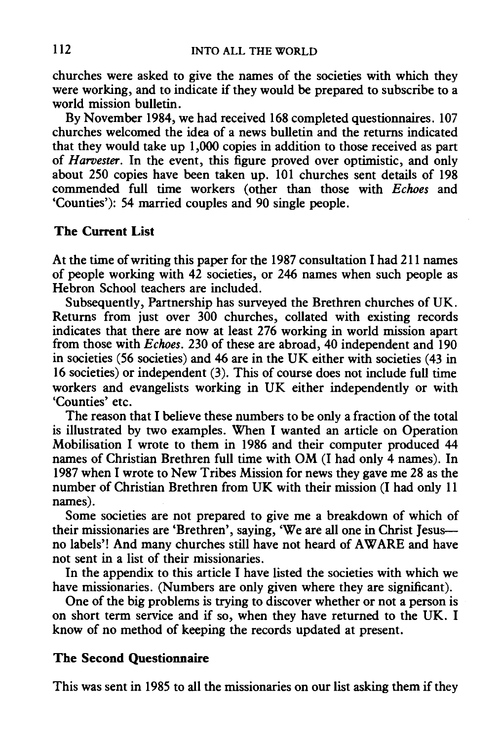churches were asked to give the names of the societies with which they were working, and to indicate if they would be prepared to subscribe to a world mission bulletin.

By November 1984, we had received 168 completed questionnaires. 107 churches welcomed the idea of a news bulletin and the returns indicated that they would take up 1,000 copies in addition to those received as part of *Harvester*. In the event, this figure proved over optimistic, and only about 250 copies have been taken up. 101 churches sent details of 198 commended full time workers (other than those with *Echoes* and 'Counties'): 54 married couples and 90 single people.

### The Current List

At the time of writing this paper for the 1987 consultation I had 211 names of people working with 42 societies, or 246 names when such people as Hebron School teachers are included.

Subsequently, Partnership has surveyed the Brethren churches of UK. Returns from just over 300 churches, collated with existing records indicates that there are now at least 276 working in world mission apart from those with *Echoes*. 230 of these are abroad, 40 independent and 190 in societies (56 societies) and 46 are in the UK either with societies (43 in 16 societies) or independent (3). This of course does not include full time workers and evangelists working in UK either independently or with 'Counties' etc.

The reason that I believe these numbers to be only a fraction of the total is illustrated by two examples. When I wanted an article on Operation Mobilisation I wrote to them in 1986 and their computer produced 44 names of Christian Brethren full time with OM (I had only 4 names). In 1987 when I wrote to New Tribes Mission for news they gave me 28 as the number of Christian Brethren from UK with their mission (I had only 11 names).

Some societies are not prepared to give me a breakdown of which of their missionaries are 'Brethren', saying, 'We are all one in Christ Jesus—no labels'! And many churches still have not heard of AWARE and have not sent in a list of their missionaries.

In the appendix to this article I have listed the societies with which we have missionaries. (Numbers are only given where they are significant).

One of the big problems is trying to discover whether or not a person is on short term service and if so, when they have returned to the UK. I know of no method of keeping the records updated at present.

### The Second Questionnaire

This was sent in 1985 to all the missionaries on our list asking them if they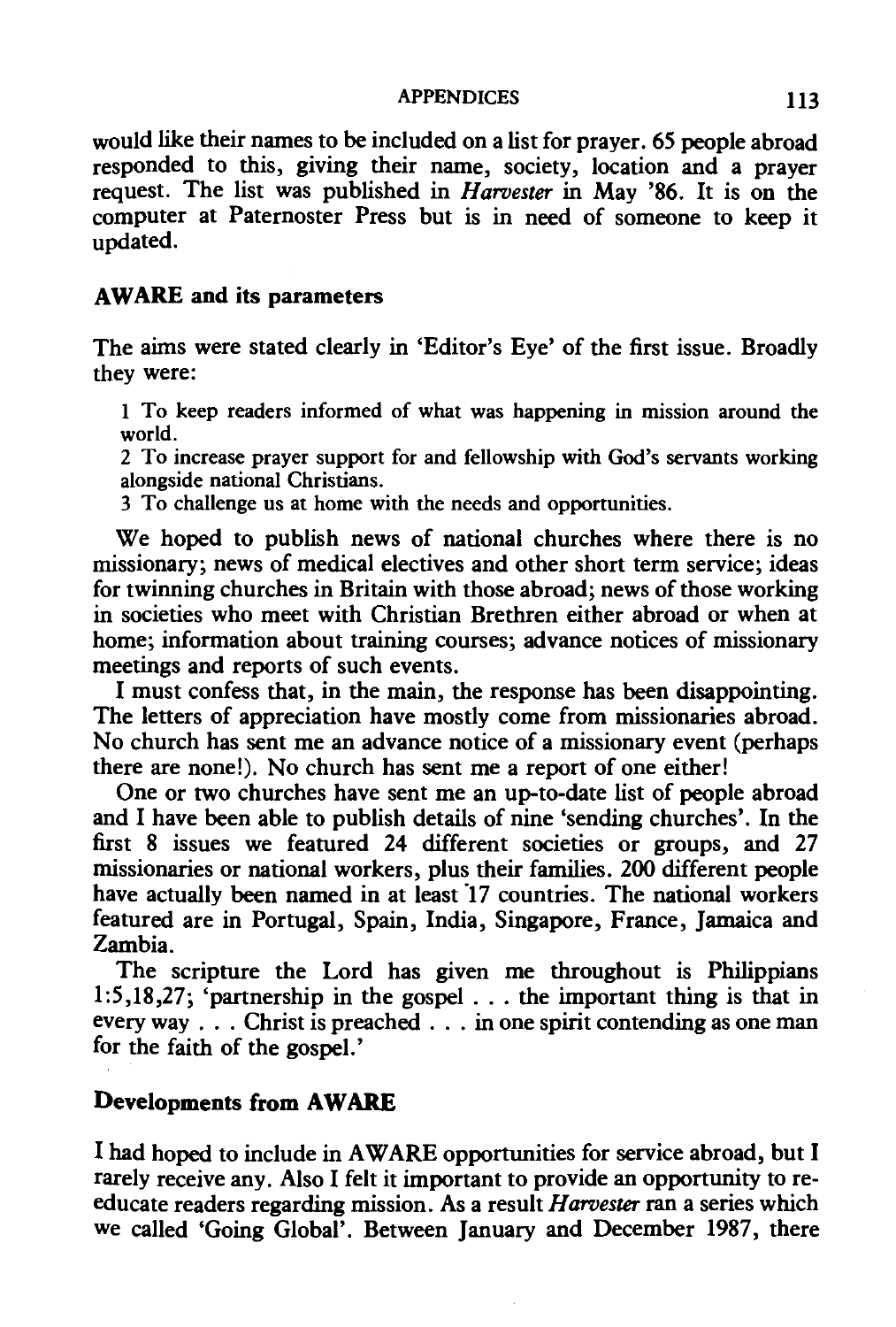would like their names to be included on a list for prayer. 65 people abroad responded to this, giving their name, society, location and a prayer request. The list was published in *Harvester* in May '86. It is on the computer at Paternoster Press but is in need of someone to keep it updated.

### AWARE and its parameters

The aims were stated clearly in 'Editor's Eye' of the first issue. Broadly they were:

1 To keep readers informed of what was happening in mission around the world.
2 To increase prayer support for and fellowship with God's servants working alongside national Christians.
3 To challenge us at home with the needs and opportunities.

We hoped to publish news of national churches where there is no missionary; news of medical electives and other short term service; ideas for twinning churches in Britain with those abroad; news of those working in societies who meet with Christian Brethren either abroad or when at home; information about training courses; advance notices of missionary meetings and reports of such events.

I must confess that, in the main, the response has been disappointing. The letters of appreciation have mostly come from missionaries abroad. No church has sent me an advance notice of a missionary event (perhaps there are none!). No church has sent me a report of one either!

One or two churches have sent me an up-to-date list of people abroad and I have been able to publish details of nine 'sending churches'. In the first 8 issues we featured 24 different societies or groups, and 27 missionaries or national workers, plus their families. 200 different people have actually been named in at least 17 countries. The national workers featured are in Portugal, Spain, India, Singapore, France, Jamaica and Zambia.

The scripture the Lord has given me throughout is Philippians 1:5,18,27; 'partnership in the gospel . . . the important thing is that in every way . . . Christ is preached . . . in one spirit contending as one man for the faith of the gospel.'

### Developments from AWARE

I had hoped to include in AWARE opportunities for service abroad, but I rarely receive any. Also I felt it important to provide an opportunity to re-educate readers regarding mission. As a result *Harvester* ran a series which we called 'Going Global'. Between January and December 1987, there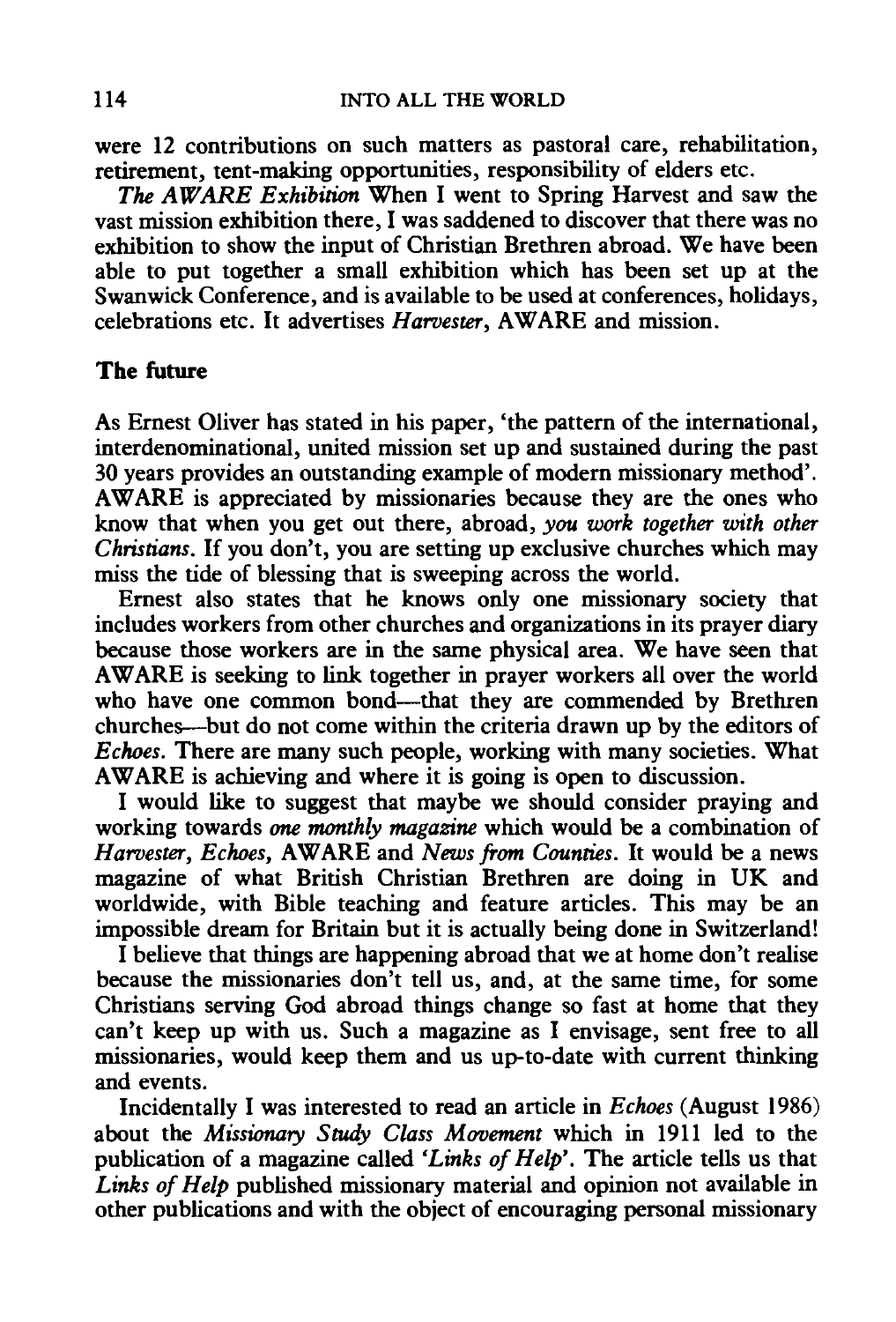were 12 contributions on such matters as pastoral care, rehabilitation, retirement, tent-making opportunities, responsibility of elders etc.

*The AWARE Exhibition* When I went to Spring Harvest and saw the vast mission exhibition there, I was saddened to discover that there was no exhibition to show the input of Christian Brethren abroad. We have been able to put together a small exhibition which has been set up at the Swanwick Conference, and is available to be used at conferences, holidays, celebrations etc. It advertises *Harvester*, AWARE and mission.

## The future

As Ernest Oliver has stated in his paper, 'the pattern of the international, interdenominational, united mission set up and sustained during the past 30 years provides an outstanding example of modern missionary method'. AWARE is appreciated by missionaries because they are the ones who know that when you get out there, abroad, *you work together with other Christians*. If you don't, you are setting up exclusive churches which may miss the tide of blessing that is sweeping across the world.

Ernest also states that he knows only one missionary society that includes workers from other churches and organizations in its prayer diary because those workers are in the same physical area. We have seen that AWARE is seeking to link together in prayer workers all over the world who have one common bond—that they are commended by Brethren churches—but do not come within the criteria drawn up by the editors of *Echoes*. There are many such people, working with many societies. What AWARE is achieving and where it is going is open to discussion.

I would like to suggest that maybe we should consider praying and working towards *one monthly magazine* which would be a combination of *Harvester*, *Echoes*, AWARE and *News from Counties*. It would be a news magazine of what British Christian Brethren are doing in UK and worldwide, with Bible teaching and feature articles. This may be an impossible dream for Britain but it is actually being done in Switzerland!

I believe that things are happening abroad that we at home don't realise because the missionaries don't tell us, and, at the same time, for some Christians serving God abroad things change so fast at home that they can't keep up with us. Such a magazine as I envisage, sent free to all missionaries, would keep them and us up-to-date with current thinking and events.

Incidentally I was interested to read an article in *Echoes* (August 1986) about the *Missionary Study Class Movement* which in 1911 led to the publication of a magazine called *'Links of Help'*. The article tells us that *Links of Help* published missionary material and opinion not available in other publications and with the object of encouraging personal missionary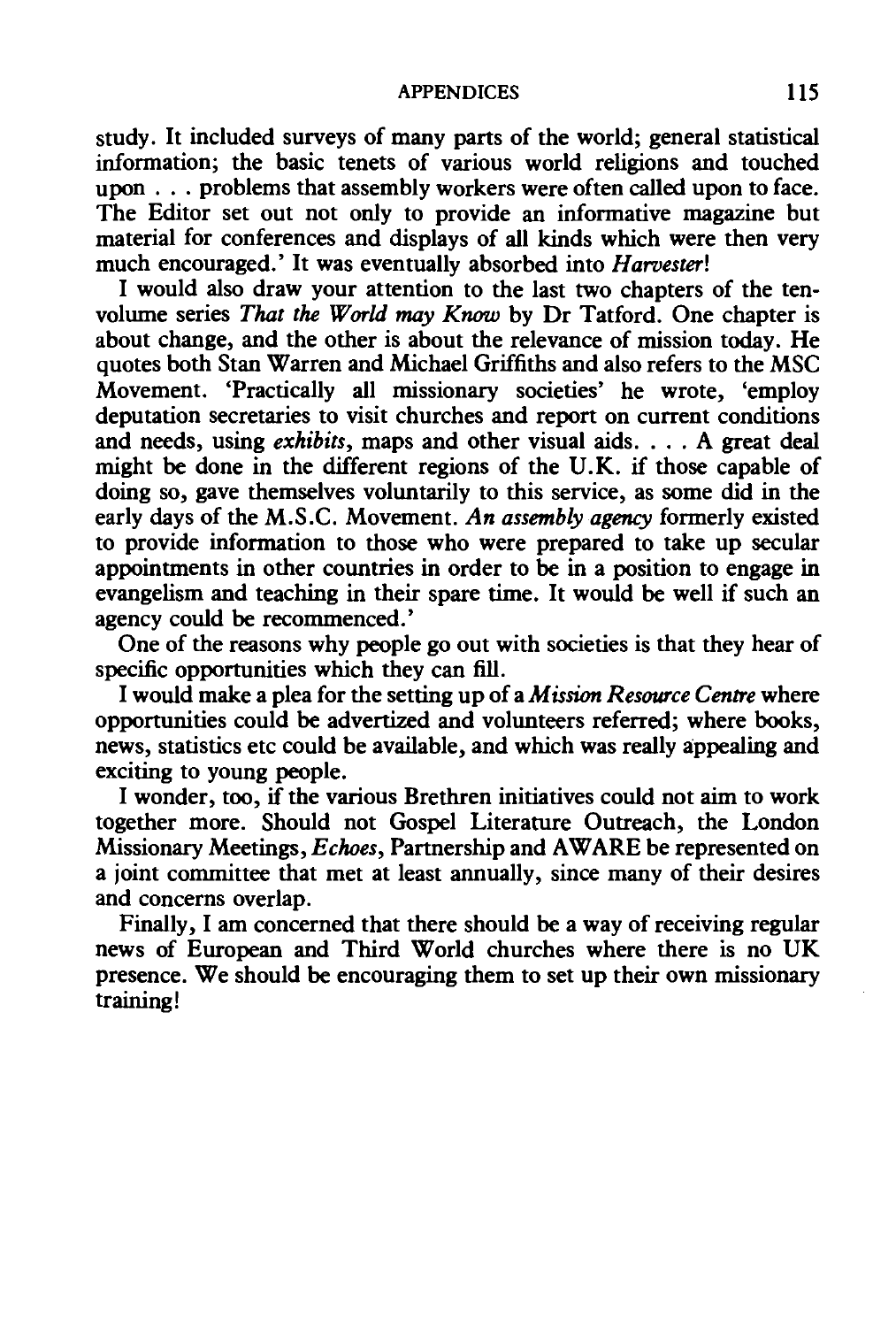study. It included surveys of many parts of the world; general statistical information; the basic tenets of various world religions and touched upon . . . problems that assembly workers were often called upon to face. The Editor set out not only to provide an informative magazine but material for conferences and displays of all kinds which were then very much encouraged.' It was eventually absorbed into *Harvester*!

I would also draw your attention to the last two chapters of the ten-volume series *That the World may Know* by Dr Tatford. One chapter is about change, and the other is about the relevance of mission today. He quotes both Stan Warren and Michael Griffiths and also refers to the MSC Movement. 'Practically all missionary societies' he wrote, 'employ deputation secretaries to visit churches and report on current conditions and needs, using *exhibits*, maps and other visual aids. . . . A great deal might be done in the different regions of the U.K. if those capable of doing so, gave themselves voluntarily to this service, as some did in the early days of the M.S.C. Movement. *An assembly agency* formerly existed to provide information to those who were prepared to take up secular appointments in other countries in order to be in a position to engage in evangelism and teaching in their spare time. It would be well if such an agency could be recommenced.'

One of the reasons why people go out with societies is that they hear of specific opportunities which they can fill.

I would make a plea for the setting up of a *Mission Resource Centre* where opportunities could be advertized and volunteers referred; where books, news, statistics etc could be available, and which was really appealing and exciting to young people.

I wonder, too, if the various Brethren initiatives could not aim to work together more. Should not Gospel Literature Outreach, the London Missionary Meetings, *Echoes*, Partnership and AWARE be represented on a joint committee that met at least annually, since many of their desires and concerns overlap.

Finally, I am concerned that there should be a way of receiving regular news of European and Third World churches where there is no UK presence. We should be encouraging them to set up their own missionary training!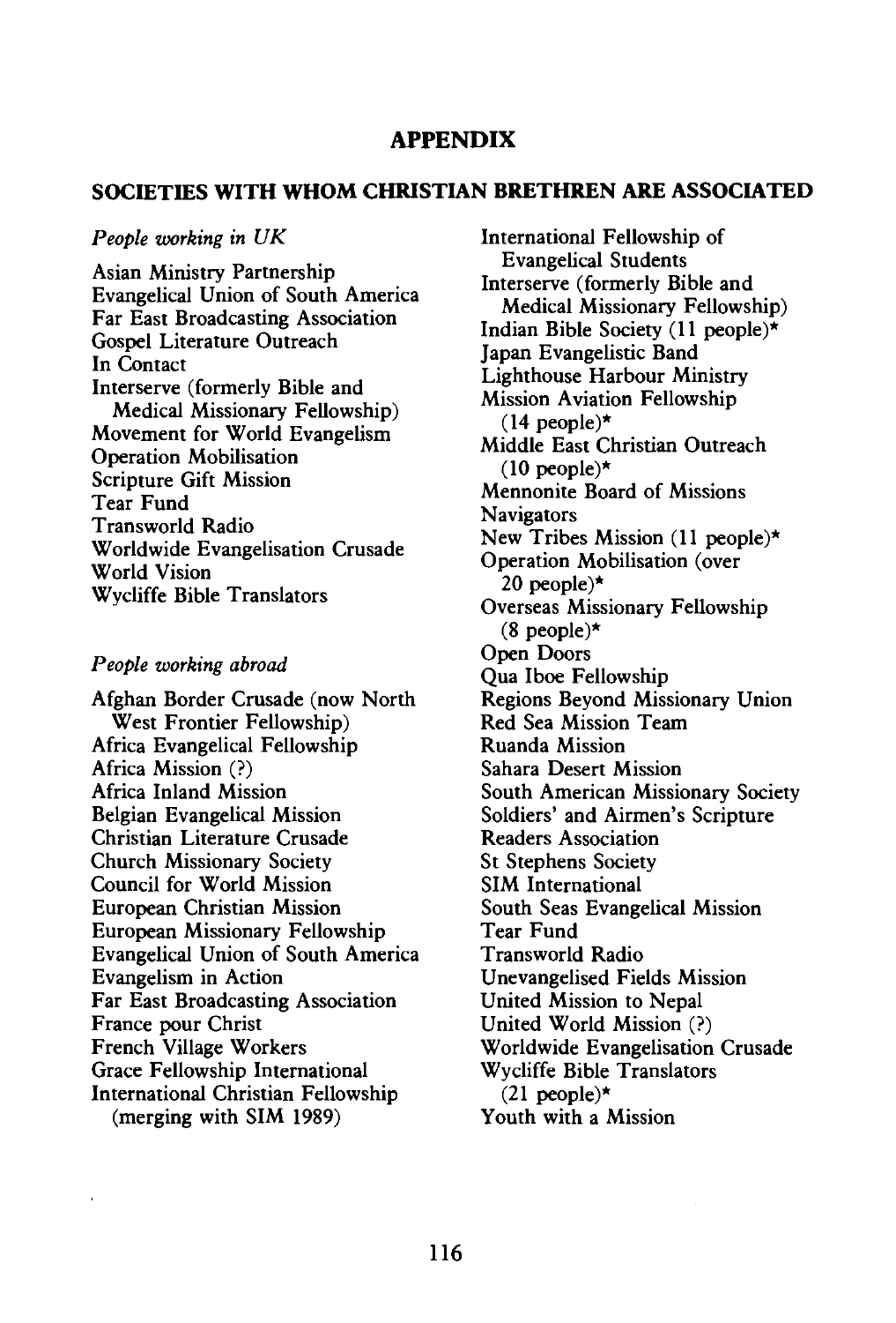# APPENDIX

## SOCIETIES WITH WHOM CHRISTIAN BRETHREN ARE ASSOCIATED

*People working in UK*

Asian Ministry Partnership
Evangelical Union of South America
Far East Broadcasting Association
Gospel Literature Outreach
In Contact
Interserve (formerly Bible and Medical Missionary Fellowship)
Movement for World Evangelism
Operation Mobilisation
Scripture Gift Mission
Tear Fund
Transworld Radio
Worldwide Evangelisation Crusade
World Vision
Wycliffe Bible Translators

*People working abroad*

Afghan Border Crusade (now North West Frontier Fellowship)
Africa Evangelical Fellowship
Africa Mission (?)
Africa Inland Mission
Belgian Evangelical Mission
Christian Literature Crusade
Church Missionary Society
Council for World Mission
European Christian Mission
European Missionary Fellowship
Evangelical Union of South America
Evangelism in Action
Far East Broadcasting Association
France pour Christ
French Village Workers
Grace Fellowship International
International Christian Fellowship (merging with SIM 1989)
International Fellowship of Evangelical Students
Interserve (formerly Bible and Medical Missionary Fellowship)
Indian Bible Society (11 people)*
Japan Evangelistic Band
Lighthouse Harbour Ministry
Mission Aviation Fellowship (14 people)*
Middle East Christian Outreach (10 people)*
Mennonite Board of Missions
Navigators
New Tribes Mission (11 people)*
Operation Mobilisation (over 20 people)*
Overseas Missionary Fellowship (8 people)*
Open Doors
Qua Iboe Fellowship
Regions Beyond Missionary Union
Red Sea Mission Team
Ruanda Mission
Sahara Desert Mission
South American Missionary Society
Soldiers' and Airmen's Scripture Readers Association
St Stephens Society
SIM International
South Seas Evangelical Mission
Tear Fund
Transworld Radio
Unevangelised Fields Mission
United Mission to Nepal
United World Mission (?)
Worldwide Evangelisation Crusade
Wycliffe Bible Translators (21 people)*
Youth with a Mission